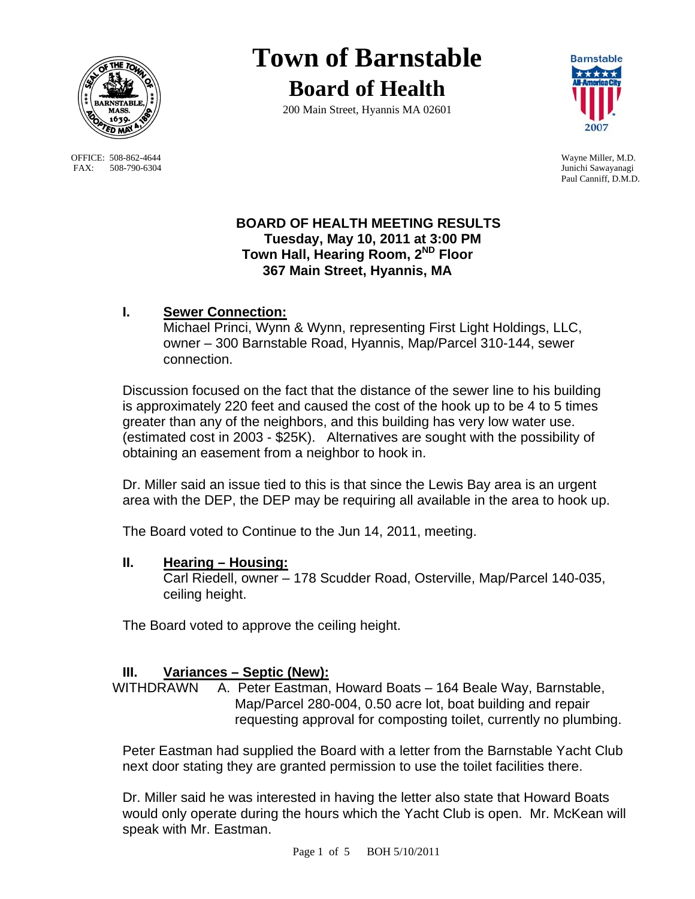# Town of Barnstable

## Board of Health

200 Main Street, Hyannis MA 02601

OFFICE: 508-862-4644
FAX: 508-790-6304

Wayne Miller, M.D.
Junichi Sawayanagi
Paul Canniff, D.M.D.

**BOARD OF HEALTH MEETING RESULTS**
**Tuesday, May 10, 2011 at 3:00 PM**
**Town Hall, Hearing Room, 2ND Floor**
**367 Main Street, Hyannis, MA**

### I. Sewer Connection:

Michael Princi, Wynn & Wynn, representing First Light Holdings, LLC, owner – 300 Barnstable Road, Hyannis, Map/Parcel 310-144, sewer connection.

Discussion focused on the fact that the distance of the sewer line to his building is approximately 220 feet and caused the cost of the hook up to be 4 to 5 times greater than any of the neighbors, and this building has very low water use. (estimated cost in 2003 - $25K). Alternatives are sought with the possibility of obtaining an easement from a neighbor to hook in.

Dr. Miller said an issue tied to this is that since the Lewis Bay area is an urgent area with the DEP, the DEP may be requiring all available in the area to hook up.

The Board voted to Continue to the Jun 14, 2011, meeting.

### II. Hearing – Housing:

Carl Riedell, owner – 178 Scudder Road, Osterville, Map/Parcel 140-035, ceiling height.

The Board voted to approve the ceiling height.

### III. Variances – Septic (New):

WITHDRAWN A. Peter Eastman, Howard Boats – 164 Beale Way, Barnstable, Map/Parcel 280-004, 0.50 acre lot, boat building and repair requesting approval for composting toilet, currently no plumbing.

Peter Eastman had supplied the Board with a letter from the Barnstable Yacht Club next door stating they are granted permission to use the toilet facilities there.

Dr. Miller said he was interested in having the letter also state that Howard Boats would only operate during the hours which the Yacht Club is open. Mr. McKean will speak with Mr. Eastman.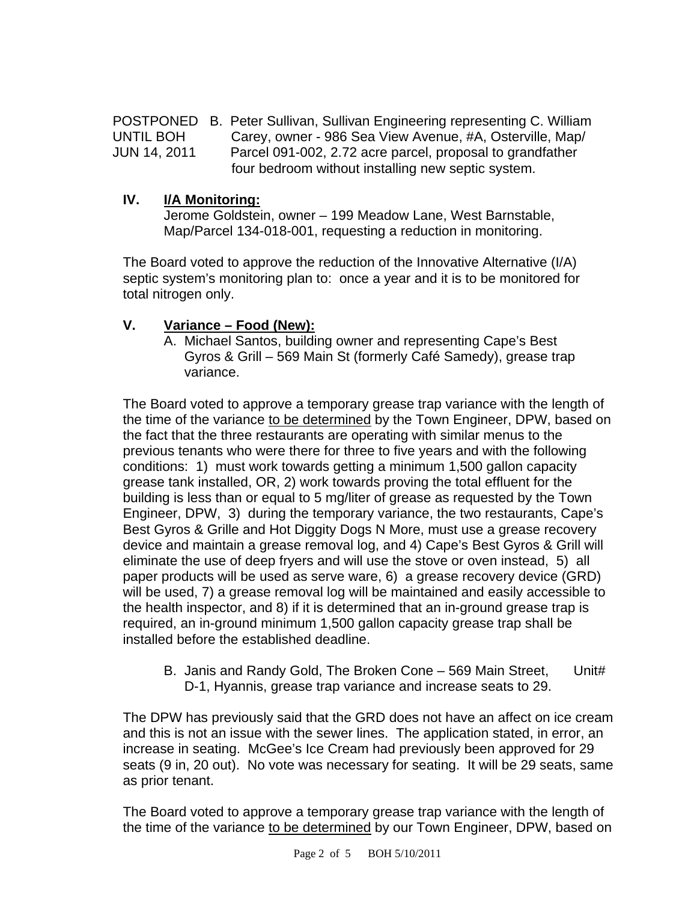POSTPONED UNTIL BOH JUN 14, 2011 — B. Peter Sullivan, Sullivan Engineering representing C. William Carey, owner - 986 Sea View Avenue, #A, Osterville, Map/ Parcel 091-002, 2.72 acre parcel, proposal to grandfather four bedroom without installing new septic system.

## IV. I/A Monitoring:

Jerome Goldstein, owner – 199 Meadow Lane, West Barnstable, Map/Parcel 134-018-001, requesting a reduction in monitoring.

The Board voted to approve the reduction of the Innovative Alternative (I/A) septic system's monitoring plan to: once a year and it is to be monitored for total nitrogen only.

## V. Variance – Food (New):

A. Michael Santos, building owner and representing Cape's Best Gyros & Grill – 569 Main St (formerly Café Samedy), grease trap variance.

The Board voted to approve a temporary grease trap variance with the length of the time of the variance to be determined by the Town Engineer, DPW, based on the fact that the three restaurants are operating with similar menus to the previous tenants who were there for three to five years and with the following conditions: 1) must work towards getting a minimum 1,500 gallon capacity grease tank installed, OR, 2) work towards proving the total effluent for the building is less than or equal to 5 mg/liter of grease as requested by the Town Engineer, DPW, 3) during the temporary variance, the two restaurants, Cape's Best Gyros & Grille and Hot Diggity Dogs N More, must use a grease recovery device and maintain a grease removal log, and 4) Cape's Best Gyros & Grill will eliminate the use of deep fryers and will use the stove or oven instead, 5) all paper products will be used as serve ware, 6) a grease recovery device (GRD) will be used, 7) a grease removal log will be maintained and easily accessible to the health inspector, and 8) if it is determined that an in-ground grease trap is required, an in-ground minimum 1,500 gallon capacity grease trap shall be installed before the established deadline.

B. Janis and Randy Gold, The Broken Cone – 569 Main Street, Unit# D-1, Hyannis, grease trap variance and increase seats to 29.

The DPW has previously said that the GRD does not have an affect on ice cream and this is not an issue with the sewer lines. The application stated, in error, an increase in seating. McGee's Ice Cream had previously been approved for 29 seats (9 in, 20 out). No vote was necessary for seating. It will be 29 seats, same as prior tenant.

The Board voted to approve a temporary grease trap variance with the length of the time of the variance to be determined by our Town Engineer, DPW, based on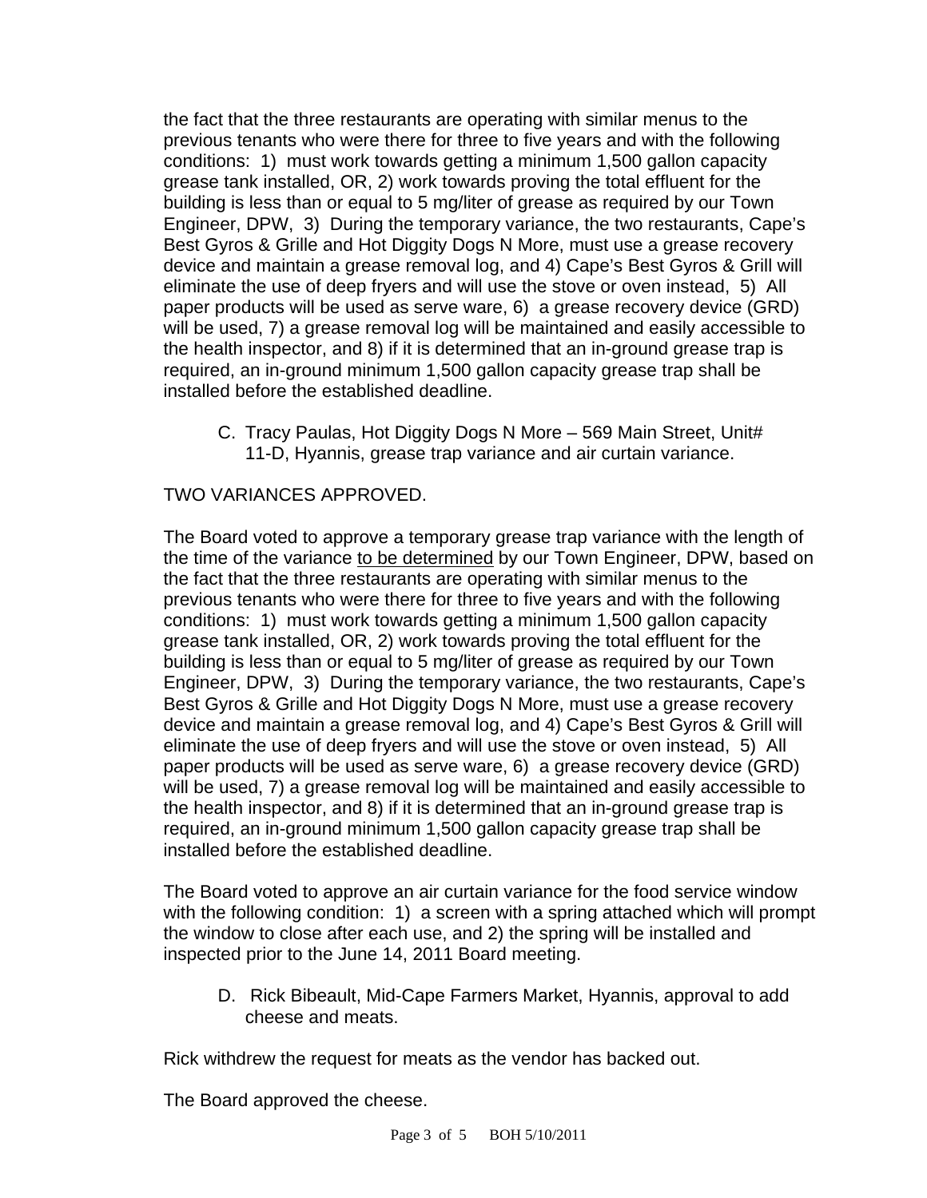the fact that the three restaurants are operating with similar menus to the previous tenants who were there for three to five years and with the following conditions: 1) must work towards getting a minimum 1,500 gallon capacity grease tank installed, OR, 2) work towards proving the total effluent for the building is less than or equal to 5 mg/liter of grease as required by our Town Engineer, DPW, 3) During the temporary variance, the two restaurants, Cape's Best Gyros & Grille and Hot Diggity Dogs N More, must use a grease recovery device and maintain a grease removal log, and 4) Cape's Best Gyros & Grill will eliminate the use of deep fryers and will use the stove or oven instead, 5) All paper products will be used as serve ware, 6) a grease recovery device (GRD) will be used, 7) a grease removal log will be maintained and easily accessible to the health inspector, and 8) if it is determined that an in-ground grease trap is required, an in-ground minimum 1,500 gallon capacity grease trap shall be installed before the established deadline.

C. Tracy Paulas, Hot Diggity Dogs N More – 569 Main Street, Unit# 11-D, Hyannis, grease trap variance and air curtain variance.

TWO VARIANCES APPROVED.

The Board voted to approve a temporary grease trap variance with the length of the time of the variance <u>to be determined</u> by our Town Engineer, DPW, based on the fact that the three restaurants are operating with similar menus to the previous tenants who were there for three to five years and with the following conditions: 1) must work towards getting a minimum 1,500 gallon capacity grease tank installed, OR, 2) work towards proving the total effluent for the building is less than or equal to 5 mg/liter of grease as required by our Town Engineer, DPW, 3) During the temporary variance, the two restaurants, Cape's Best Gyros & Grille and Hot Diggity Dogs N More, must use a grease recovery device and maintain a grease removal log, and 4) Cape's Best Gyros & Grill will eliminate the use of deep fryers and will use the stove or oven instead, 5) All paper products will be used as serve ware, 6) a grease recovery device (GRD) will be used, 7) a grease removal log will be maintained and easily accessible to the health inspector, and 8) if it is determined that an in-ground grease trap is required, an in-ground minimum 1,500 gallon capacity grease trap shall be installed before the established deadline.

The Board voted to approve an air curtain variance for the food service window with the following condition: 1) a screen with a spring attached which will prompt the window to close after each use, and 2) the spring will be installed and inspected prior to the June 14, 2011 Board meeting.

D. Rick Bibeault, Mid-Cape Farmers Market, Hyannis, approval to add cheese and meats.

Rick withdrew the request for meats as the vendor has backed out.

The Board approved the cheese.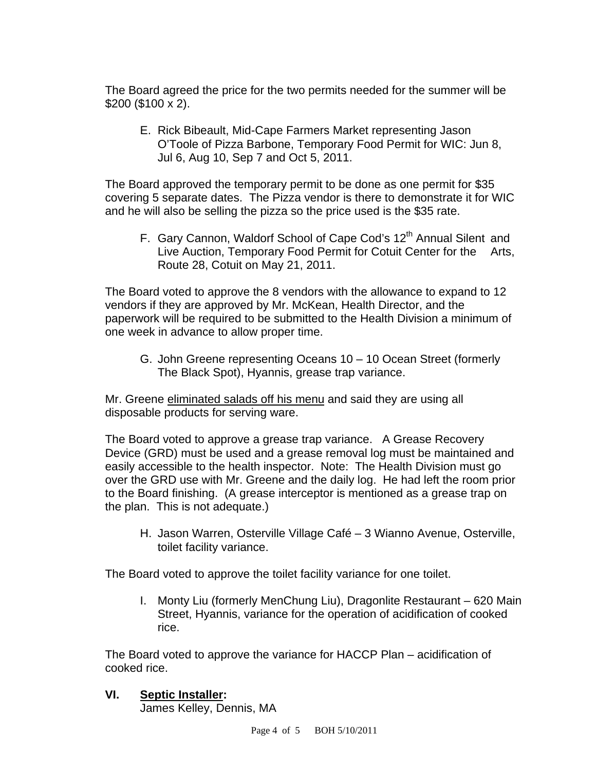The Board agreed the price for the two permits needed for the summer will be $200 ($100 x 2).

E. Rick Bibeault, Mid-Cape Farmers Market representing Jason O'Toole of Pizza Barbone, Temporary Food Permit for WIC: Jun 8, Jul 6, Aug 10, Sep 7 and Oct 5, 2011.

The Board approved the temporary permit to be done as one permit for $35 covering 5 separate dates. The Pizza vendor is there to demonstrate it for WIC and he will also be selling the pizza so the price used is the $35 rate.

F. Gary Cannon, Waldorf School of Cape Cod's 12th Annual Silent and Live Auction, Temporary Food Permit for Cotuit Center for the Arts, Route 28, Cotuit on May 21, 2011.

The Board voted to approve the 8 vendors with the allowance to expand to 12 vendors if they are approved by Mr. McKean, Health Director, and the paperwork will be required to be submitted to the Health Division a minimum of one week in advance to allow proper time.

G. John Greene representing Oceans 10 – 10 Ocean Street (formerly The Black Spot), Hyannis, grease trap variance.

Mr. Greene <u>eliminated salads off his menu</u> and said they are using all disposable products for serving ware.

The Board voted to approve a grease trap variance. A Grease Recovery Device (GRD) must be used and a grease removal log must be maintained and easily accessible to the health inspector. Note: The Health Division must go over the GRD use with Mr. Greene and the daily log. He had left the room prior to the Board finishing. (A grease interceptor is mentioned as a grease trap on the plan. This is not adequate.)

H. Jason Warren, Osterville Village Café – 3 Wianno Avenue, Osterville, toilet facility variance.

The Board voted to approve the toilet facility variance for one toilet.

I. Monty Liu (formerly MenChung Liu), Dragonlite Restaurant – 620 Main Street, Hyannis, variance for the operation of acidification of cooked rice.

The Board voted to approve the variance for HACCP Plan – acidification of cooked rice.

## VI. <u>Septic Installer</u>:

James Kelley, Dennis, MA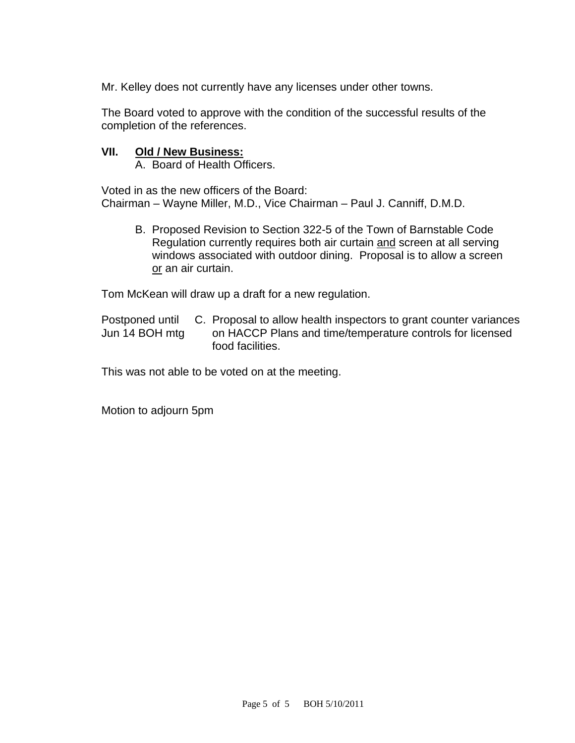Mr. Kelley does not currently have any licenses under other towns.

The Board voted to approve with the condition of the successful results of the completion of the references.

**VII. Old / New Business:**

A. Board of Health Officers.

Voted in as the new officers of the Board:
Chairman – Wayne Miller, M.D., Vice Chairman – Paul J. Canniff, D.M.D.

B. Proposed Revision to Section 322-5 of the Town of Barnstable Code Regulation currently requires both air curtain and screen at all serving windows associated with outdoor dining. Proposal is to allow a screen or an air curtain.

Tom McKean will draw up a draft for a new regulation.

Postponed until Jun 14 BOH mtg

C. Proposal to allow health inspectors to grant counter variances on HACCP Plans and time/temperature controls for licensed food facilities.

This was not able to be voted on at the meeting.

Motion to adjourn 5pm